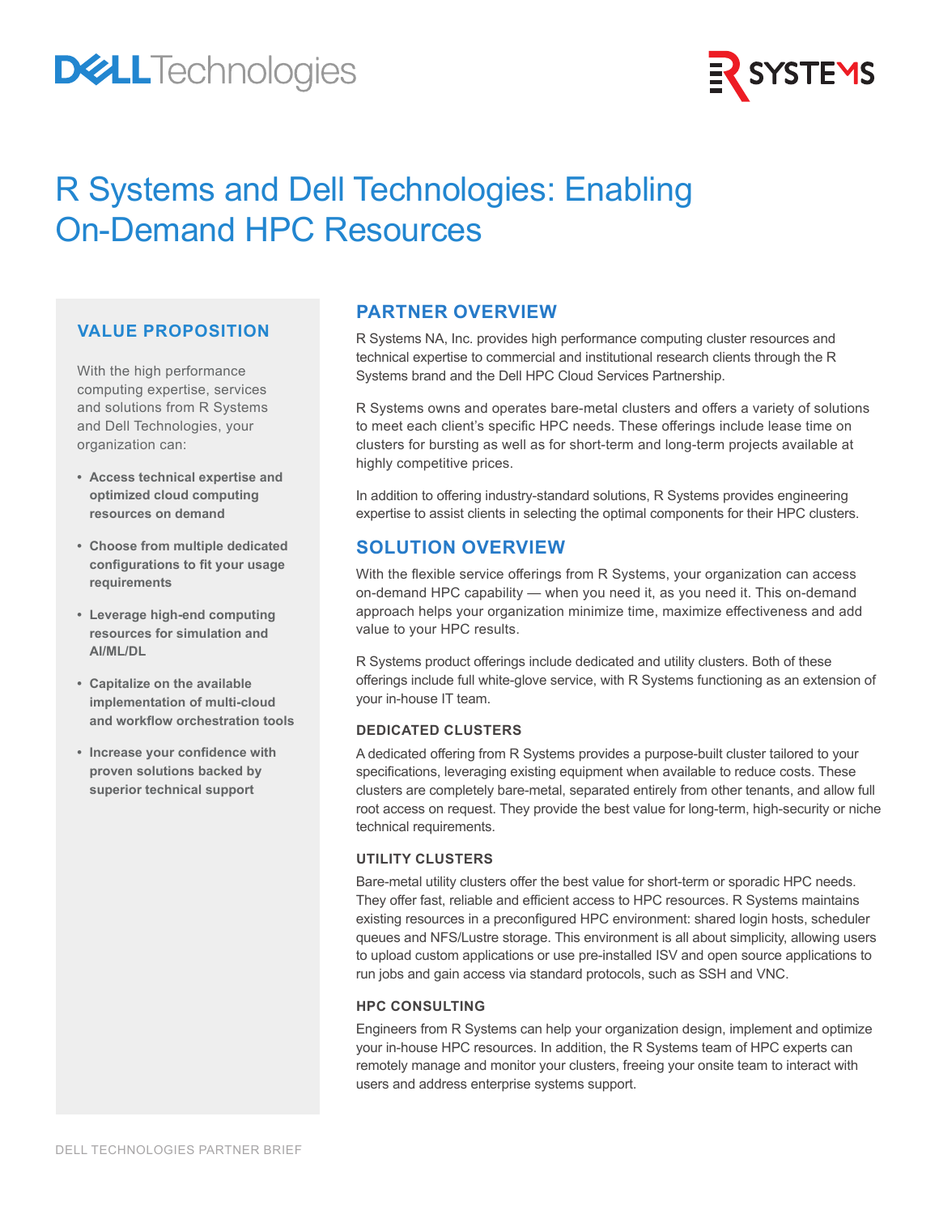# R Systems and Dell Technologies: Enabling On-Demand HPC Resources

## VALUE PROPOSITION

With the high performance computing expertise, services and solutions from R Systems and Dell Technologies, your organization can:

- **Access technical expertise and optimized cloud computing resources on demand**
- **Choose from multiple dedicated configurations to fit your usage requirements**
- **Leverage high-end computing resources for simulation and AI/ML/DL**
- **Capitalize on the available implementation of multi-cloud and workflow orchestration tools**
- **Increase your confidence with proven solutions backed by superior technical support**

## PARTNER OVERVIEW

R Systems NA, Inc. provides high performance computing cluster resources and technical expertise to commercial and institutional research clients through the R Systems brand and the Dell HPC Cloud Services Partnership.

R Systems owns and operates bare-metal clusters and offers a variety of solutions to meet each client's specific HPC needs. These offerings include lease time on clusters for bursting as well as for short-term and long-term projects available at highly competitive prices.

In addition to offering industry-standard solutions, R Systems provides engineering expertise to assist clients in selecting the optimal components for their HPC clusters.

## SOLUTION OVERVIEW

With the flexible service offerings from R Systems, your organization can access on-demand HPC capability — when you need it, as you need it. This on-demand approach helps your organization minimize time, maximize effectiveness and add value to your HPC results.

R Systems product offerings include dedicated and utility clusters. Both of these offerings include full white-glove service, with R Systems functioning as an extension of your in-house IT team.

### DEDICATED CLUSTERS

A dedicated offering from R Systems provides a purpose-built cluster tailored to your specifications, leveraging existing equipment when available to reduce costs. These clusters are completely bare-metal, separated entirely from other tenants, and allow full root access on request. They provide the best value for long-term, high-security or niche technical requirements.

### UTILITY CLUSTERS

Bare-metal utility clusters offer the best value for short-term or sporadic HPC needs. They offer fast, reliable and efficient access to HPC resources. R Systems maintains existing resources in a preconfigured HPC environment: shared login hosts, scheduler queues and NFS/Lustre storage. This environment is all about simplicity, allowing users to upload custom applications or use pre-installed ISV and open source applications to run jobs and gain access via standard protocols, such as SSH and VNC.

### HPC CONSULTING

Engineers from R Systems can help your organization design, implement and optimize your in-house HPC resources. In addition, the R Systems team of HPC experts can remotely manage and monitor your clusters, freeing your onsite team to interact with users and address enterprise systems support.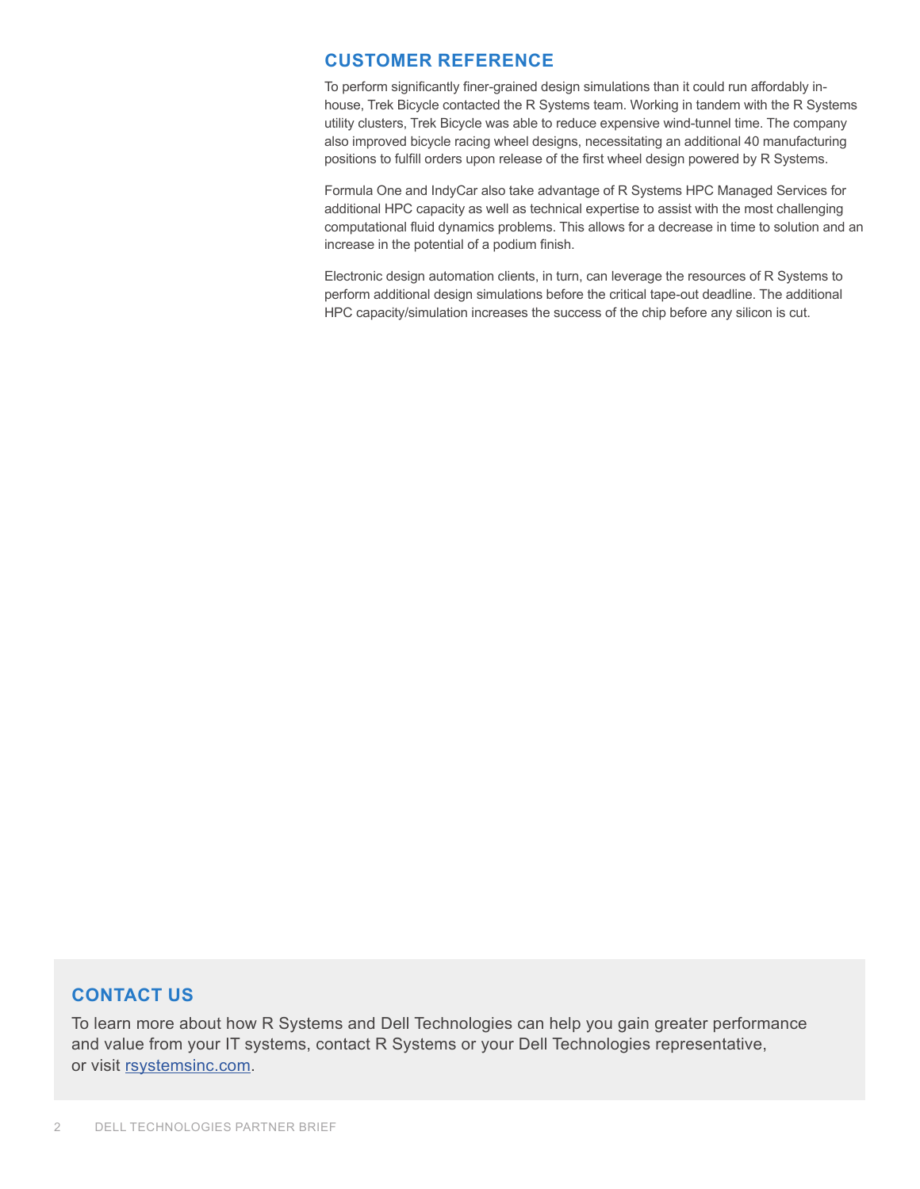## CUSTOMER REFERENCE

To perform significantly finer-grained design simulations than it could run affordably in-house, Trek Bicycle contacted the R Systems team. Working in tandem with the R Systems utility clusters, Trek Bicycle was able to reduce expensive wind-tunnel time. The company also improved bicycle racing wheel designs, necessitating an additional 40 manufacturing positions to fulfill orders upon release of the first wheel design powered by R Systems.

Formula One and IndyCar also take advantage of R Systems HPC Managed Services for additional HPC capacity as well as technical expertise to assist with the most challenging computational fluid dynamics problems. This allows for a decrease in time to solution and an increase in the potential of a podium finish.

Electronic design automation clients, in turn, can leverage the resources of R Systems to perform additional design simulations before the critical tape-out deadline. The additional HPC capacity/simulation increases the success of the chip before any silicon is cut.

## CONTACT US

To learn more about how R Systems and Dell Technologies can help you gain greater performance and value from your IT systems, contact R Systems or your Dell Technologies representative, or visit [rsystemsinc.com](http://rsystemsinc.com).